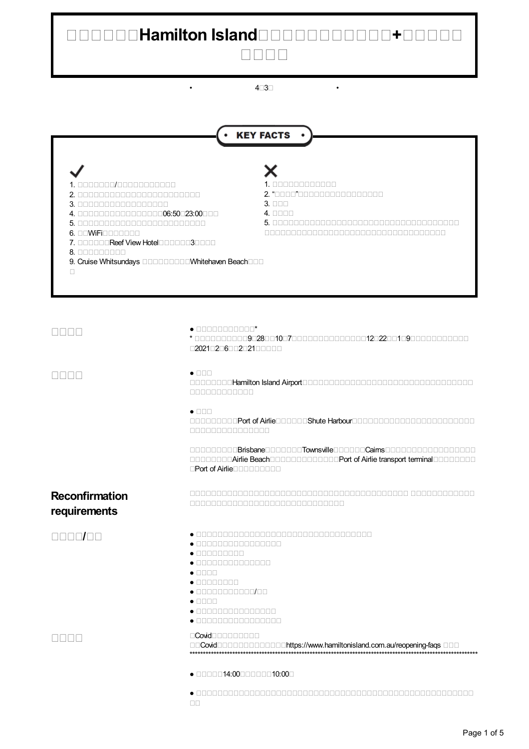# □□□□□□Hamilton Island□□□□□□□□□□□+□□□□□□□□□

• 4□3□ •

## KEY FACTS

✓

1. □□□□□□□/□□□□□□□□□□□□
2. □□□□□□□□□□□□□□□□□□□□□□□□
3. □□□□□□□□□□□□□□□□□□
4. □□□□□□□□□□□□□□□□06:50□23:00□□□
5. □□□□□□□□□□□□□□□□□□□□□□□□□
6. □□WiFi□□□□□□□
7. □□□□□□Reef View Hotel□□□□□□3□□□□
8. □□□□□□□□□
9. Cruise Whitsundays □□□□□□□□□Whitehaven Beach□□□□

✗

1. □□□□□□□□□□□□□
2. "□□□□"□□□□□□□□□□□□□□□□□
3. □□□
4. □□□□
5. □□□□□□□□□□□□□□□□□□□□□□□□□□□□□□□□□□□□□□□□□□□□□□□□□□□□□□□□□□□□□□

**□□□□**

- □□□□□□□□□□□□*

* □□□□□□□□□□9□28□□10□7□□□□□□□□□□□□□□□12□22□□1□9□□□□□□□□□□□□□2021□2□6□□2□21□□□□□□

**□□□□**

- □□□

□□□□□□□□Hamilton Island Airport□□□□□□□□□□□□□□□□□□□□□□□□□□□□□□□□□□□□□□□□□□□□□□□□□□

- □□□

□□□□□□□□□Port of Airlie□□□□□□Shute Harbour□□□□□□□□□□□□□□□□□□□□□□□□□□□□□□□□□□□□□□□□

□□□□□□□□□Brisbane□□□□□□□Townsville□□□□□□Cairns□□□□□□□□□□□□□□□□□□□□□□□□□□Airlie Beach□□□□□□□□□□□□□Port of Airlie transport terminal□□□□□□□□□Port of Airlie□□□□□□□□□

## Reconfirmation requirements

□□□□□□□□□□□□□□□□□□□□□□□□□□□□□□□□□□□□□□□□□□□□□ □□□□□□□□□□□□□□□□□□□□□□□□□□□□□□□□□□□□□□□□□

**□□□□/□□**

- □□□□□□□□□□□□□□□□□□□□□□□□□□□□□□□□□□□□
- □□□□□□□□□□□□□□□□□
- □□□□□□□□□□
- □□□□□□□□□□□□□□□
- □□□□
- □□□□□□□□□
- □□□□□□□□□□□□/□□
- □□□□
- □□□□□□□□□□□□□□□□
- □□□□□□□□□□□□□□□□□

**□□□□**

□Covid□□□□□□□□□□
□□Covid□□□□□□□□□□□□□□https://www.hamiltonisland.com.au/reopening-faqs □□□
************************************************************************************************************

- □□□□□14:00□□□□□□10:00□

- □□□□□□□□□□□□□□□□□□□□□□□□□□□□□□□□□□□□□□□□□□□□□□□□□□□□□□□□□□□□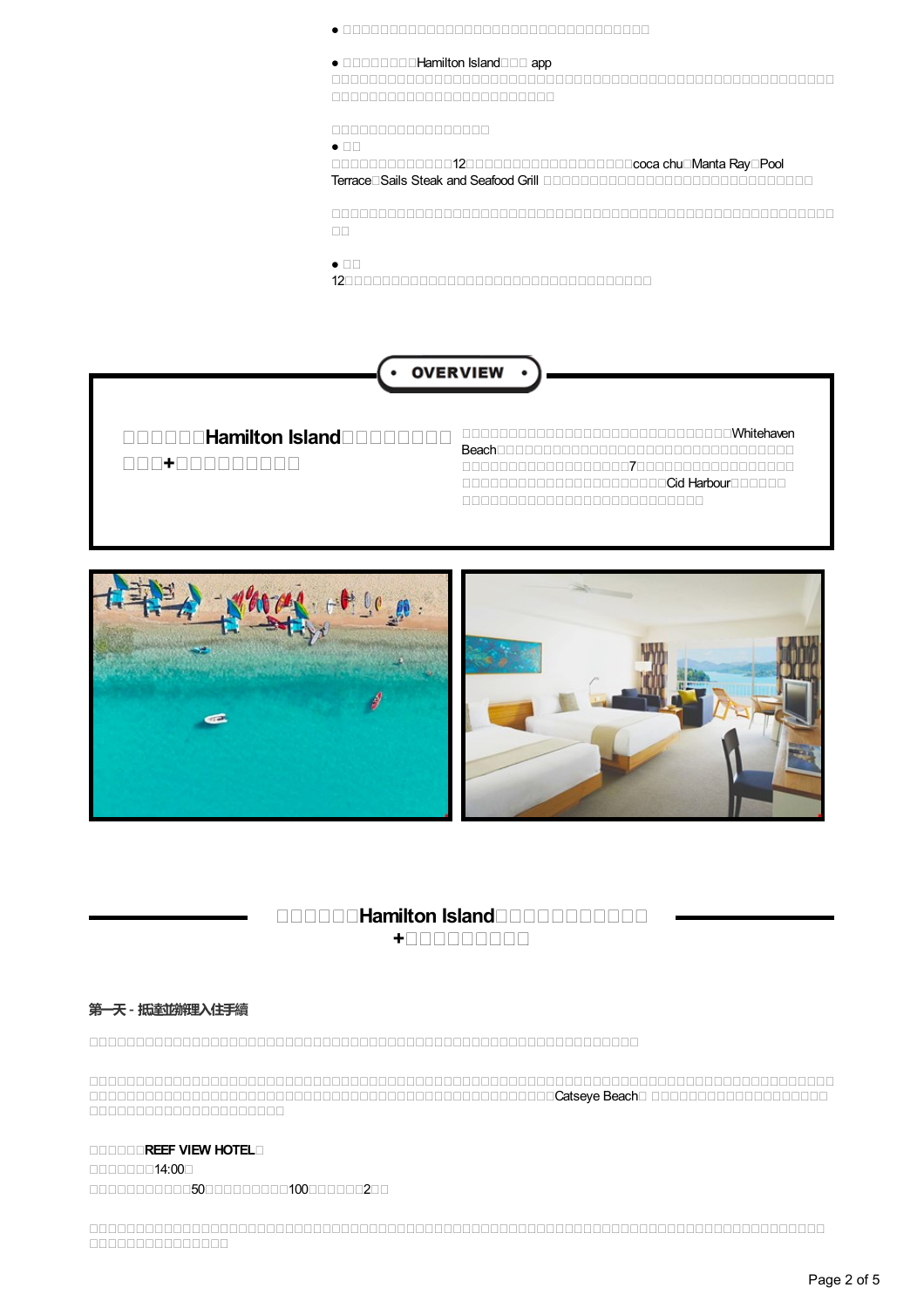● □□□□□□□□□□□□□□□□□□□□□□□□□□□□□□□□□□□□□□□□

● □□□□□□□□□Hamilton Island□□□ app
□□□□□□□□□□□□□□□□□□□□□□□□□□□□□□□□□□□□□□□□□□□□□□□□□□□□□□□□□□□□□□□□□□□□□□□□□□□□

□□□□□□□□□□□□□□□□□□□

● □□
□□□□□□□□□□□□□12□□□□□□□□□□□□□□□□□□□coca chu□Manta Ray□Pool Terrace□Sails Steak and Seafood Grill □□□□□□□□□□□□□□□□□□□□□□□□□□□□□□□□□

□□□□□□□□□□□□□□□□□□□□□□□□□□□□□□□□□□□□□□□□□□□□□□□□□□□□□□□□□□□

● □□
12□□□□□□□□□□□□□□□□□□□□□□□□□□□□□□□□□□□□□□□□□

## OVERVIEW

**□□□□□□Hamilton Island□□□□□□□□□□□+□□□□□□□□□□**

□□□□□□□□□□□□□□□□□□□□□□□□□□□□□□□□□Whitehaven Beach□□□□□□□□□□□□□□□□□□□□□□□□□□□□□□□□□□□□□□□□□□□□□□□□□□□□□□□7□□□□□□□□□□□□□□□□□□□□□□□□□□□□□□□□□□□□□□□□□□□□□Cid Harbour□□□□□□□□□□□□□□□□□□□□□□□□□□□□□□□□□□□

## □□□□□□Hamilton Island□□□□□□□□□□□□+□□□□□□□□□□

### 第一天 - 抵達並辦理入住手續

□□□□□□□□□□□□□□□□□□□□□□□□□□□□□□□□□□□□□□□□□□□□□□□□□□□□□□□□□□□□□□

□□□□□□□□□□□□□□□□□□□□□□□□□□□□□□□□□□□□□□□□□□□□□□□□□□□□□□□□□□□□□□□□□□□□□□□□□□□□□□□□□□□□□□□□□□□□□□□□□□□□□□□□□□□□□□□□□□□□□□□□□□□□□□□□□□□□□□□□□□Catseye Beach□ □□□□□□□□□□□□□□□□□□□□□□□□□□□□□□□□□□□□□□□□□□□□□□□

□□□□□□**REEF VIEW HOTEL**□
□□□□□□□14:00□
□□□□□□□□□□□50□□□□□□□□□100□□□□□□□2□□

□□□□□□□□□□□□□□□□□□□□□□□□□□□□□□□□□□□□□□□□□□□□□□□□□□□□□□□□□□□□□□□□□□□□□□□□□□□□□□□□□□□□□□□□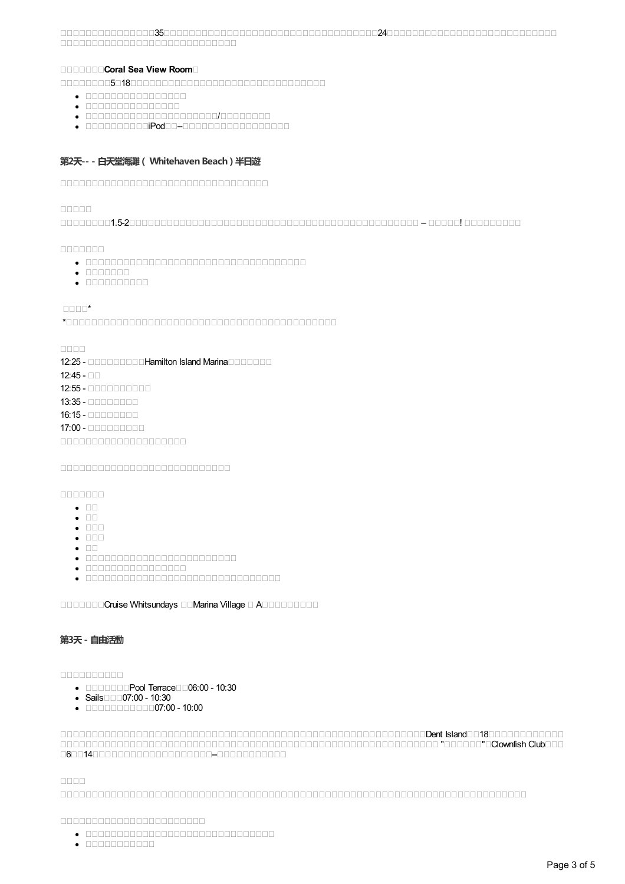□□□□□□□□□□□□□□□35□□□□□□□□□□□□□□□□□□□□□□□□□□□□□□□□□□□□□24□□□□□□□□□□□□□□□□□□□□□□□□□□□□□□□□□□□□□□□□□□□□□□□□□□□□□□□□□□□□□□□□□□□□□□□□□□

□□□□□□□**Coral Sea View Room**□

□□□□□□□□5□18□□□□□□□□□□□□□□□□□□□□□□□□□□□□□□□□□□□□

- □□□□□□□□□□□□□□□□□□□
- □□□□□□□□□□□□□□□□□□
- □□□□□□□□□□□□□□□□□□□□□□□□/□□□□□□□□□□
- □□□□□□□□□□□□iPod□□–□□□□□□□□□□□□□□□□□□□□

## 第2天-- - 白天堂海灘 ( Whitehaven Beach ) 半日遊

□□□□□□□□□□□□□□□□□□□□□□□□□□□□□□□□□□□□□□□□

□□□□□

□□□□□□□□1.5-2□□□□□□□□□□□□□□□□□□□□□□□□□□□□□□□□□□□□□□□□□□□□□□□□□ – □□□□□! □□□□□□□□□□

□□□□□□□

- □□□□□□□□□□□□□□□□□□□□□□□□□□□□□□□□□□□□□□□□□□
- □□□□□□□□
- □□□□□□□□□□□□

□□□□*

*□□□□□□□□□□□□□□□□□□□□□□□□□□□□□□□□□□□□□□□□□□□□□□□□□

□□□□

12:25 - □□□□□□□□□Hamilton Island Marina□□□□□□□

12:45 - □□

12:55 - □□□□□□□□□□□

13:35 - □□□□□□□□□

16:15 - □□□□□□□□□

17:00 - □□□□□□□□□□

□□□□□□□□□□□□□□□□□□□□□□□□

□□□□□□□□□□□□□□□□□□□□□□□□□□□□□□□□□□□

□□□□□□□

- □□
- □□
- □□□
- □□□
- □□
- □□□□□□□□□□□□□□□□□□□□□□□□□□□□□
- □□□□□□□□□□□□□□□□□□□
- □□□□□□□□□□□□□□□□□□□□□□□□□□□□□□□□□□□□□□□

□□□□□□□Cruise Whitsundays □□Marina Village □ A□□□□□□□□□□

## 第3天 - 自由活動

□□□□□□□□□□

- □□□□□□□Pool Terrace□□06:00 - 10:30
- Sails□□□07:00 - 10:30
- □□□□□□□□□□□07:00 - 10:00

□□□□□□□□□□□□□□□□□□□□□□□□□□□□□□□□□□□□□□□□□□□□□□□□□□□□□□□□□□□□□□□□□□□□□Dent Island□□18□□□□□□□□□□□□□□□□□□□□□□□□□□□□□□□□□□□□□□□□□□□□□□□□□□□□□□□□□□□□□□□□□□□□□□□□□□□□□□□□□□□□□□□□□□□□□□□□□□ "□□□□□□"□Clownfish Club□□□□6□□14□□□□□□□□□□□□□□□□□□□□□□–□□□□□□□□□□□□

□□□□

□□□□□□□□□□□□□□□□□□□□□□□□□□□□□□□□□□□□□□□□□□□□□□□□□□□□□□□□□□□□□□□□□□□□□□□□□□□□□□□□□□□□□□□□□□□□

□□□□□□□□□□□□□□□□□□□□□□□□□□□

- □□□□□□□□□□□□□□□□□□□□□□□□□□□□□□□□□□□□□□
- □□□□□□□□□□□□□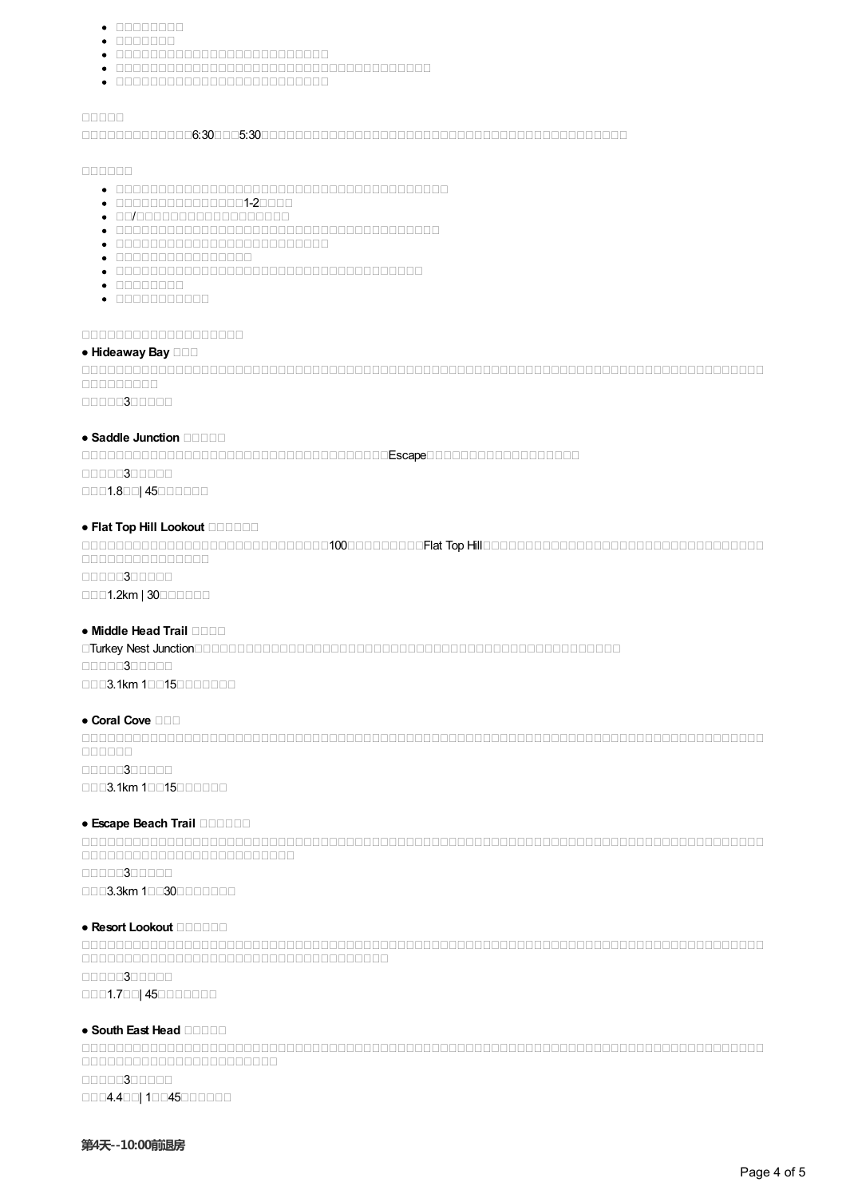- □□□□□□□□□□
- □□□□□□□□□
- □□□□□□□□□□□□□□□□□□□□□□□□□□□□□□□
- □□□□□□□□□□□□□□□□□□□□□□□□□□□□□□□□□□□□□□□□□□□□□□□
- □□□□□□□□□□□□□□□□□□□□□□□□□□□□□□□

□□□□□

□□□□□□□□□□□□□□6:30□□□5:30□□□□□□□□□□□□□□□□□□□□□□□□□□□□□□□□□□□□□□□□□□□□□□□□□□

□□□□□□

- □□□□□□□□□□□□□□□□□□□□□□□□□□□□□□□□□□□□□□□□□□□□□□□□□
- □□□□□□□□□□□□□□□□□□1-2□□□□
- □□/□□□□□□□□□□□□□□□□□□□□□□□□
- □□□□□□□□□□□□□□□□□□□□□□□□□□□□□□□□□□□□□□□□□□□□□□□
- □□□□□□□□□□□□□□□□□□□□□□□□□□□□□□□
- □□□□□□□□□□□□□□□□□□□□
- □□□□□□□□□□□□□□□□□□□□□□□□□□□□□□□□□□□□□□□□□□□□□
- □□□□□□□□□□
- □□□□□□□□□□□□□□

□□□□□□□□□□□□□□□□□□□□□□□□

**● Hideaway Bay** □□□

□□□□□□□□□□□□□□□□□□□□□□□□□□□□□□□□□□□□□□□□□□□□□□□□□□□□□□□□□□□□□□□□□□□□□□□□□□□□□□□□□□□□□□□□□□□□□□□□□□□□□□□□□□□□□□

□□□□□3□□□□□□

**● Saddle Junction** □□□□□

□□□□□□□□□□□□□□□□□□□□□□□□□□□□□□□□□□□□□□□□□□□□□□□□Escape□□□□□□□□□□□□□□□□□□□□□□□□□

□□□□□3□□□□□□

□□□1.8□□| 45□□□□□□□

**● Flat Top Hill Lookout** □□□□□□□

□□□□□□□□□□□□□□□□□□□□□□□□□□□□□□□□□□□□□□100□□□□□□□□□□□Flat Top Hill□□□□□□□□□□□□□□□□□□□□□□□□□□□□□□□□□□□□□□□□□□□□□□□□□□□□□□□

□□□□□3□□□□□□

□□□1.2km | 30□□□□□□□

**● Middle Head Trail** □□□□

□Turkey Nest Junction□□□□□□□□□□□□□□□□□□□□□□□□□□□□□□□□□□□□□□□□□□□□□□□□□□□□□□□□□□

□□□□□3□□□□□□

□□□3.1km 1□□15□□□□□□□□

**● Coral Cove** □□□

□□□□□□□□□□□□□□□□□□□□□□□□□□□□□□□□□□□□□□□□□□□□□□□□□□□□□□□□□□□□□□□□□□□□□□□□□□□□□□□□□□□□□□□□□□□□□□□□□□□□□□□□□□□□□□□

□□□□□3□□□□□□

□□□3.1km 1□□15□□□□□□□

**● Escape Beach Trail** □□□□□□□

□□□□□□□□□□□□□□□□□□□□□□□□□□□□□□□□□□□□□□□□□□□□□□□□□□□□□□□□□□□□□□□□□□□□□□□□□□□□□□□□□□□□□□□□□□□□□□□□□□□□□□□□□□□□□□□□□□□□□□□□□□□□□□□□□□

□□□□□3□□□□□□

□□□3.3km 1□□30□□□□□□□□

**● Resort Lookout** □□□□□□□

□□□□□□□□□□□□□□□□□□□□□□□□□□□□□□□□□□□□□□□□□□□□□□□□□□□□□□□□□□□□□□□□□□□□□□□□□□□□□□□□□□□□□□□□□□□□□□□□□□□□□□□□□□□□□□□□□□□□□□□□□□□□□□□□□□□□□□□□□□□□□□□□□□□

□□□□□3□□□□□□

□□□1.7□□| 45□□□□□□□□

**● South East Head** □□□□□□

□□□□□□□□□□□□□□□□□□□□□□□□□□□□□□□□□□□□□□□□□□□□□□□□□□□□□□□□□□□□□□□□□□□□□□□□□□□□□□□□□□□□□□□□□□□□□□□□□□□□□□□□□□□□□□□□□□□□□□□□□□□

□□□□□3□□□□□□

□□□4.4□□| 1□□45□□□□□□□

**第4天--10:00前退房**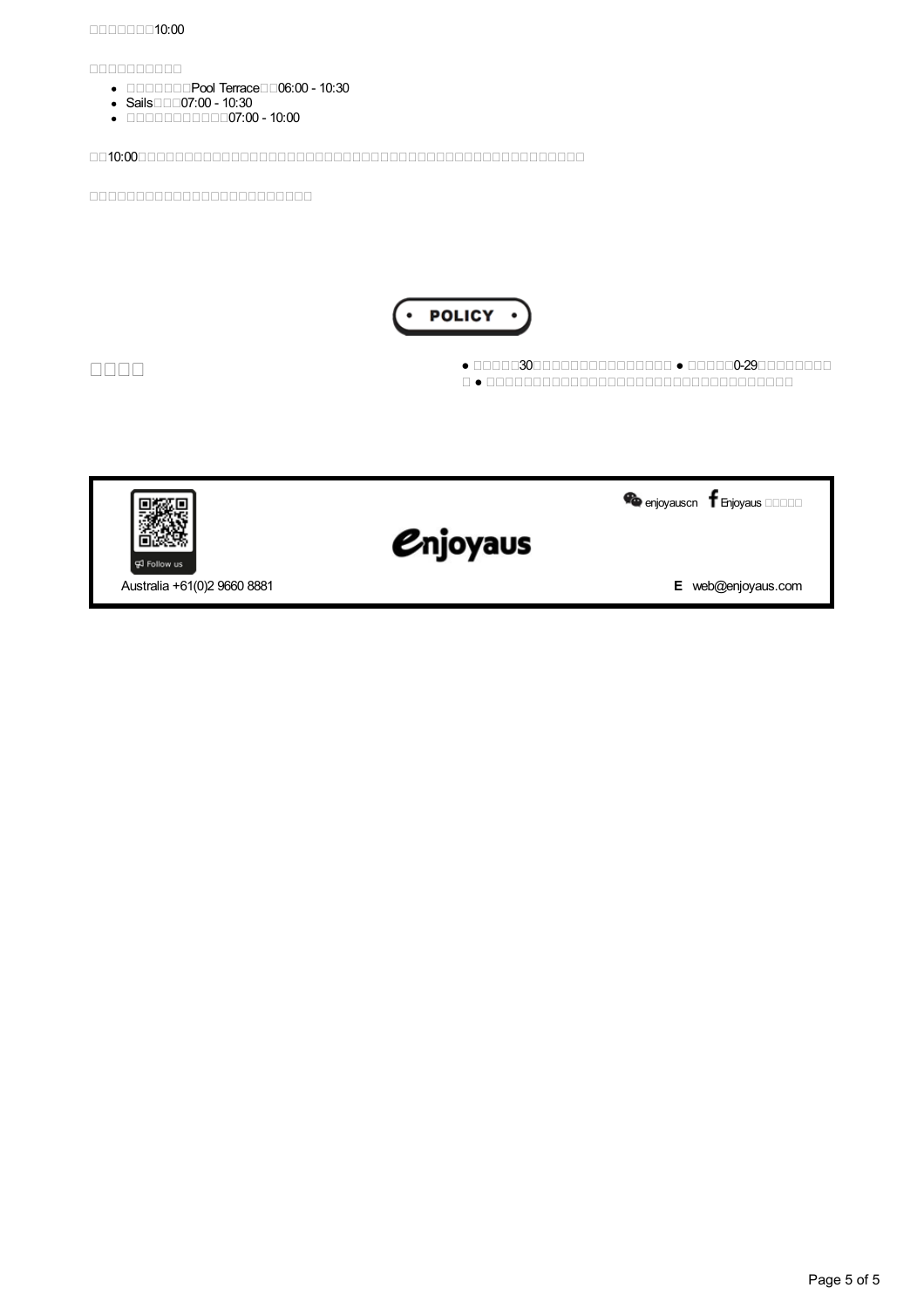□□□□□□□10:00

□□□□□□□□□□

- □□□□□□□Pool Terrace□□06:00 - 10:30
- Sails□□□07:00 - 10:30
- □□□□□□□□□□□07:00 - 10:00

□□10:00□□□□□□□□□□□□□□□□□□□□□□□□□□□□□□□□□□□□□□□□□□□□

□□□□□□□□□□□□□□□□□□□□□□□□□□□□

## POLICY

**□□□□**

● □□□□□30□□□□□□□□□□□□□□□□□ ● □□□□□0-29□□□□□□□□□ ● □□□□□□□□□□□□□□□□□□□□□□□□□□□□□□□□□□□□□□□□

enjoyauscn Enjoyaus □□□□□

enjoyaus

Follow us

Australia +61(0)2 9660 8881

**E** web@enjoyaus.com